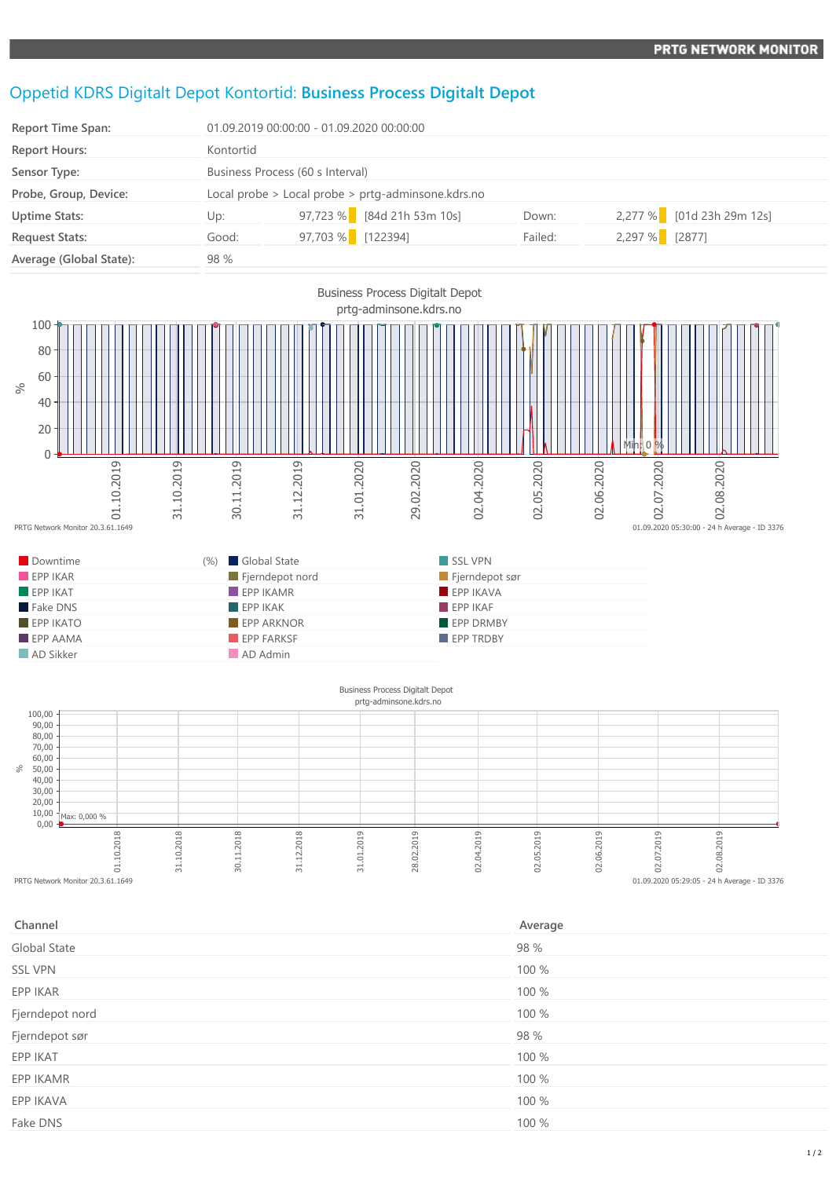PRTG NETWORK MONITOR

# Oppetid KDRS Digitalt Depot Kontortid: **Business Process Digitalt Depot**

| | | | | | |
|---|---|---|---|---|---|
| **Report Time Span:** | 01.09.2019 00:00:00 - 01.09.2020 00:00:00 | | | | |
| **Report Hours:** | Kontortid | | | | |
| **Sensor Type:** | Business Process (60 s Interval) | | | | |
| **Probe, Group, Device:** | Local probe > Local probe > prtg-adminsone.kdrs.no | | | | |
| **Uptime Stats:** | Up: | 97,723 % [84d 21h 53m 10s] | Down: | 2,277 % [01d 23h 29m 12s] | |
| **Request Stats:** | Good: | 97,703 % [122394] | Failed: | 2,297 % [2877] | |
| **Average (Global State):** | 98 % | | | | |

Business Process Digitalt Depot
prtg-adminsone.kdrs.no

PRTG Network Monitor 20.3.61.1649 — 01.09.2020 05:30:00 - 24 h Average - ID 3376

| | | |
|---|---|---|
| Downtime (%) | Global State | SSL VPN |
| EPP IKAR | Fjerndepot nord | Fjerndepot sør |
| EPP IKAT | EPP IKAMR | EPP IKAVA |
| Fake DNS | EPP IKAK | EPP IKAF |
| EPP IKATO | EPP ARKNOR | EPP DRMBY |
| EPP AAMA | EPP FARKSF | EPP TRDBY |
| AD Sikker | AD Admin | |

Business Process Digitalt Depot
prtg-adminsone.kdrs.no

PRTG Network Monitor 20.3.61.1649 — 01.09.2020 05:29:05 - 24 h Average - ID 3376

| Channel | Average |
|---|---|
| Global State | 98 % |
| SSL VPN | 100 % |
| EPP IKAR | 100 % |
| Fjerndepot nord | 100 % |
| Fjerndepot sør | 98 % |
| EPP IKAT | 100 % |
| EPP IKAMR | 100 % |
| EPP IKAVA | 100 % |
| Fake DNS | 100 % |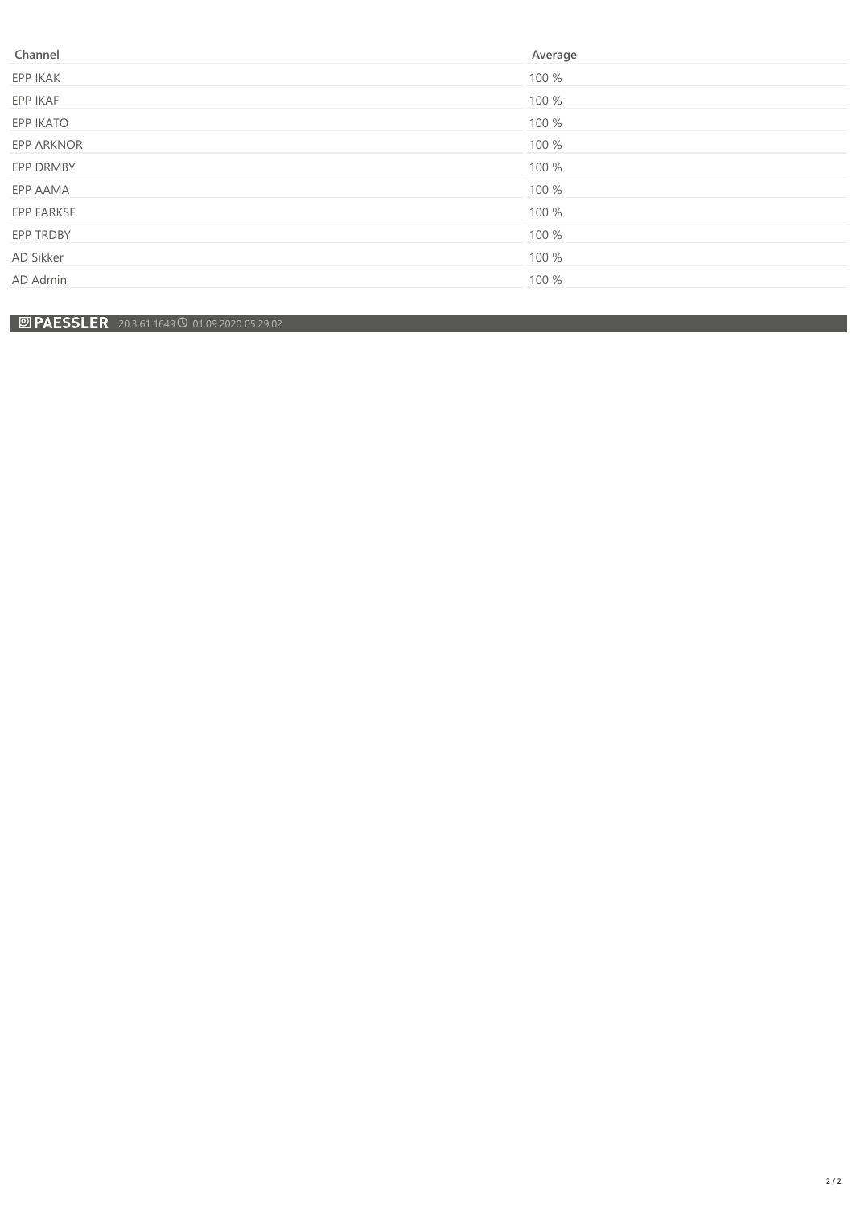| Channel | Average |
|---|---|
| EPP IKAK | 100 % |
| EPP IKAF | 100 % |
| EPP IKATO | 100 % |
| EPP ARKNOR | 100 % |
| EPP DRMBY | 100 % |
| EPP AAMA | 100 % |
| EPP FARKSF | 100 % |
| EPP TRDBY | 100 % |
| AD Sikker | 100 % |
| AD Admin | 100 % |

PAESSLER 20.3.61.1649 01.09.2020 05:29:02